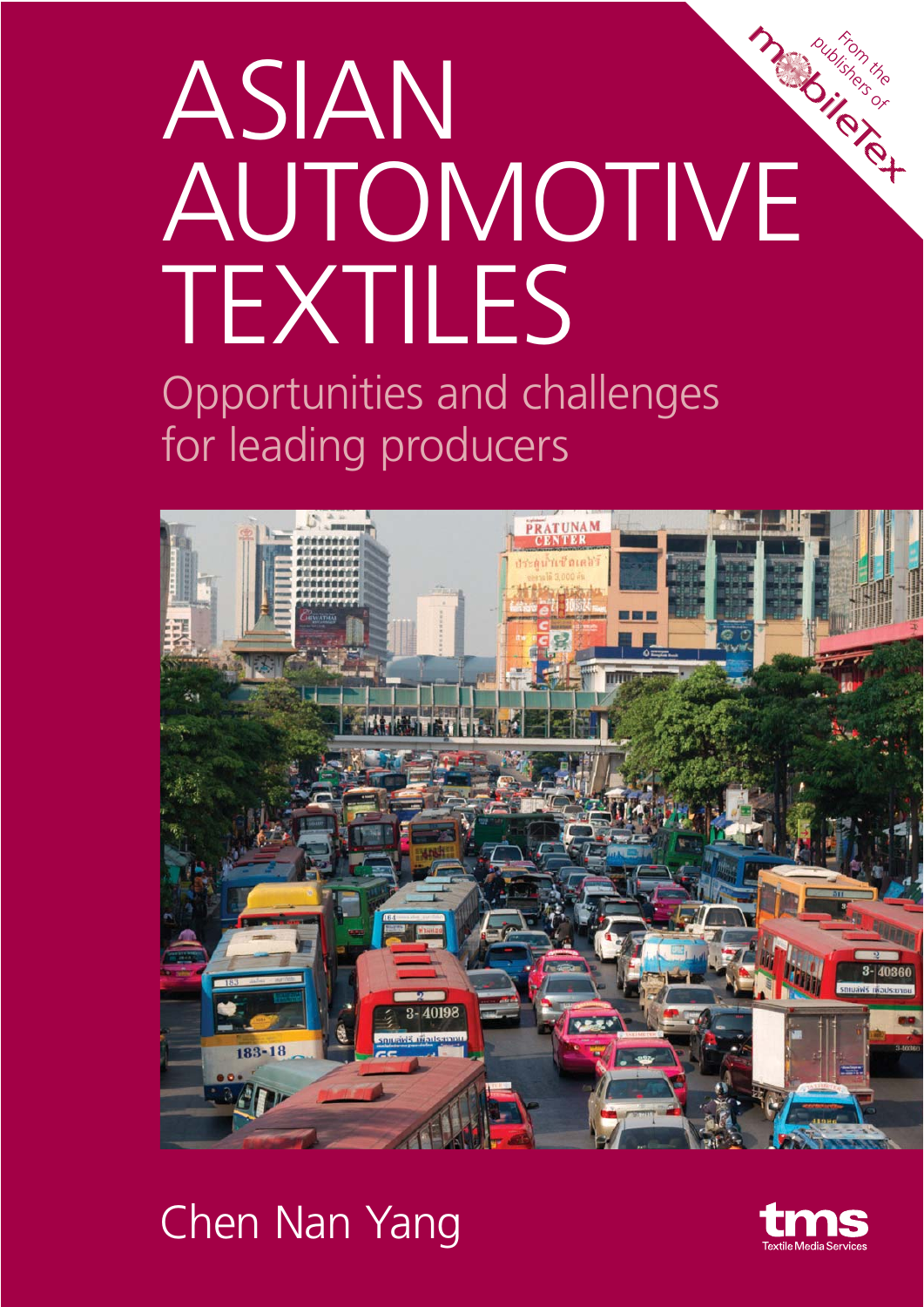From the publishers of mobileTex

# ASIAN AUTOMOTIVE TEXTILES

## Opportunities and challenges for leading producers

Chen Nan Yang

tms Textile Media Services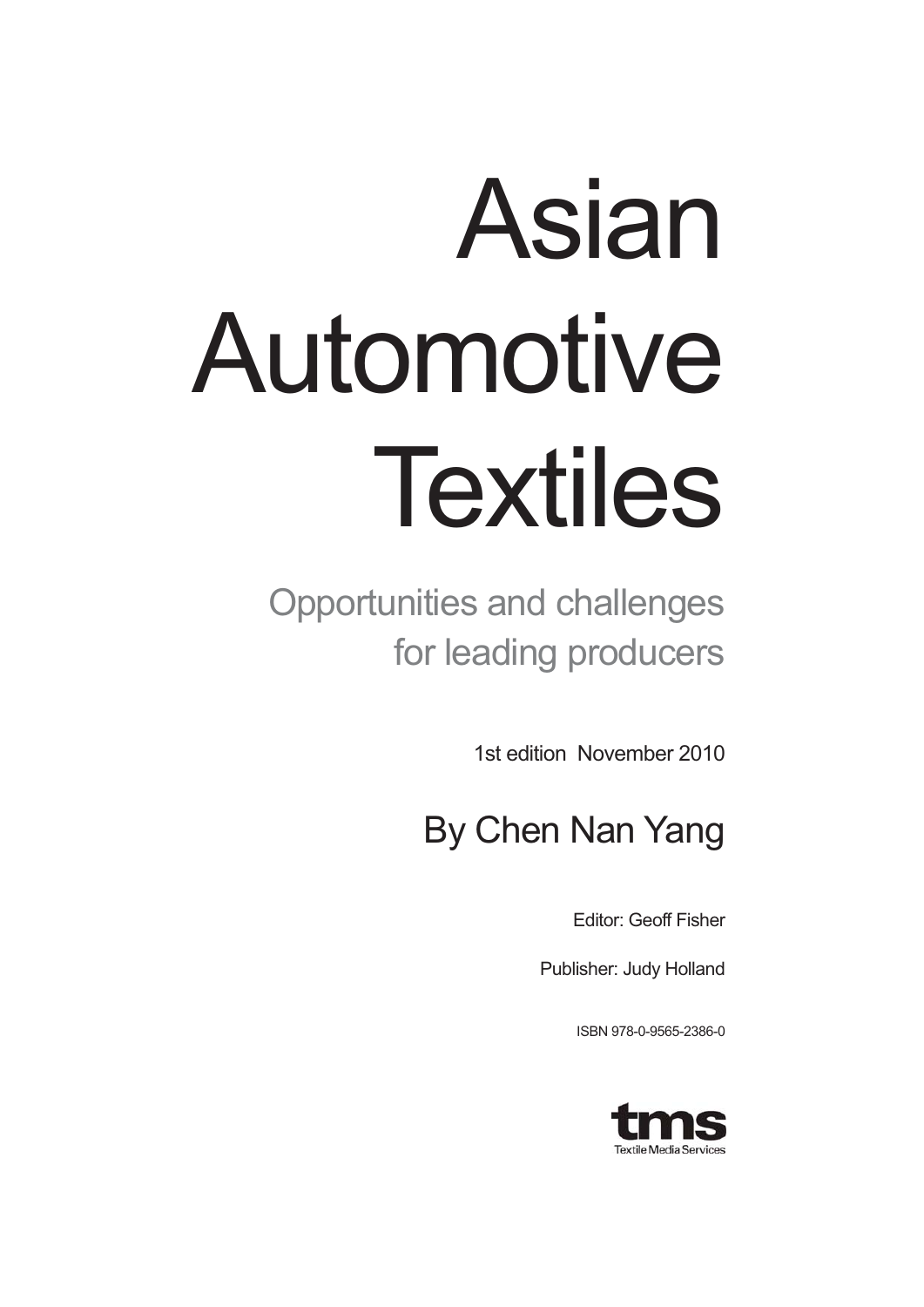# Asian Automotive Textiles

## Opportunities and challenges for leading producers

1st edition November 2010

By Chen Nan Yang

Editor: Geoff Fisher

Publisher: Judy Holland

ISBN 978-0-9565-2386-0

tms

Textile Media Services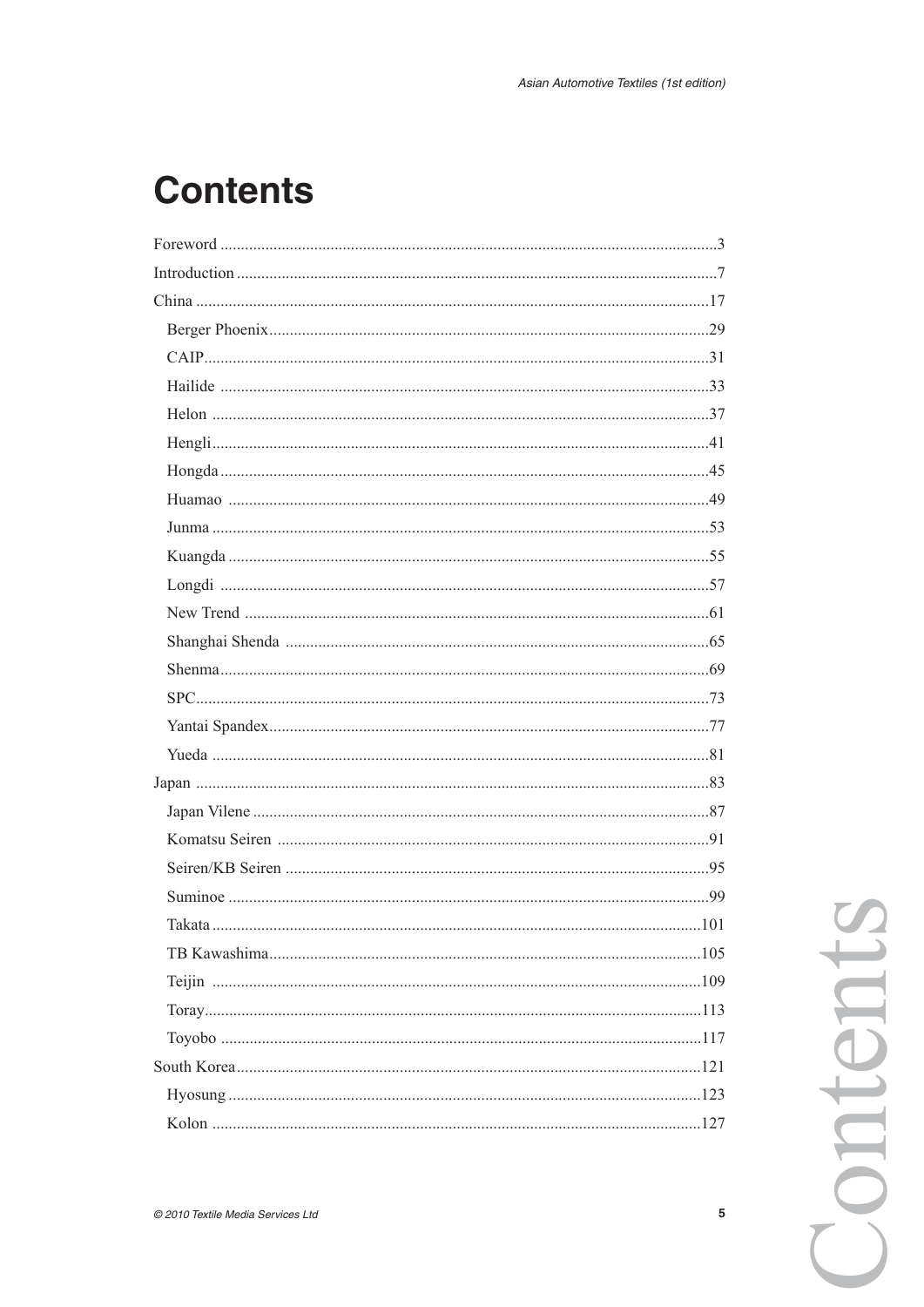# Contents

Foreword ....................................................................................................................3

Introduction ................................................................................................................7

China ........................................................................................................................17

- Berger Phoenix ....................................................................................................29
- CAIP ....................................................................................................................31
- Hailide ..................................................................................................................33
- Helon ....................................................................................................................37
- Hengli ..................................................................................................................41
- Hongda ................................................................................................................45
- Huamao ................................................................................................................49
- Junma ..................................................................................................................53
- Kuangda ..............................................................................................................55
- Longdi ..................................................................................................................57
- New Trend ...........................................................................................................61
- Shanghai Shenda .................................................................................................65
- Shenma ................................................................................................................69
- SPC .......................................................................................................................73
- Yantai Spandex ....................................................................................................77
- Yueda ...................................................................................................................81

Japan ........................................................................................................................83

- Japan Vilene .........................................................................................................87
- Komatsu Seiren ....................................................................................................91
- Seiren/KB Seiren .................................................................................................95
- Suminoe ...............................................................................................................99
- Takata ..................................................................................................................101
- TB Kawashima ....................................................................................................105
- Teijin ...................................................................................................................109
- Toray ...................................................................................................................113
- Toyobo ................................................................................................................117

South Korea ............................................................................................................121

- Hyosung ..............................................................................................................123
- Kolon ...................................................................................................................127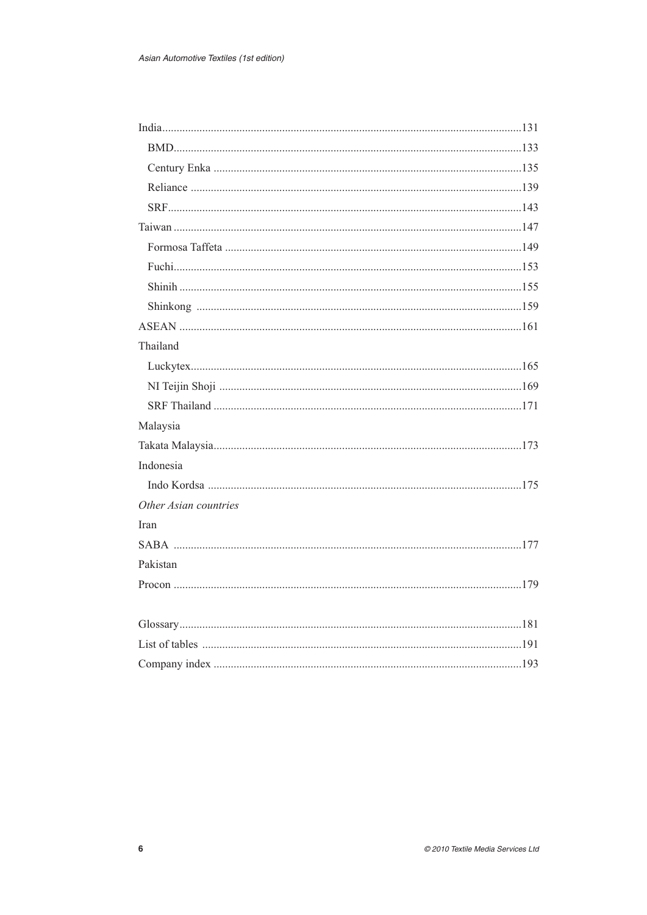India...........................................................................................................131

BMD........................................................................................................133

Century Enka .........................................................................................135

Reliance .................................................................................................139

SRF.........................................................................................................143

Taiwan .......................................................................................................147

Formosa Taffeta .....................................................................................149

Fuchi.......................................................................................................153

Shinih .....................................................................................................155

Shinkong ...............................................................................................159

ASEAN .....................................................................................................161

Thailand

Luckytex..................................................................................................165

NI Teijin Shoji ........................................................................................169

SRF Thailand ..........................................................................................171

Malaysia

Takata Malaysia.........................................................................................173

Indonesia

Indo Kordsa ............................................................................................175

*Other Asian countries*

Iran

SABA .......................................................................................................177

Pakistan

Procon .......................................................................................................179

Glossary.....................................................................................................181

List of tables ..............................................................................................191

Company index ..........................................................................................193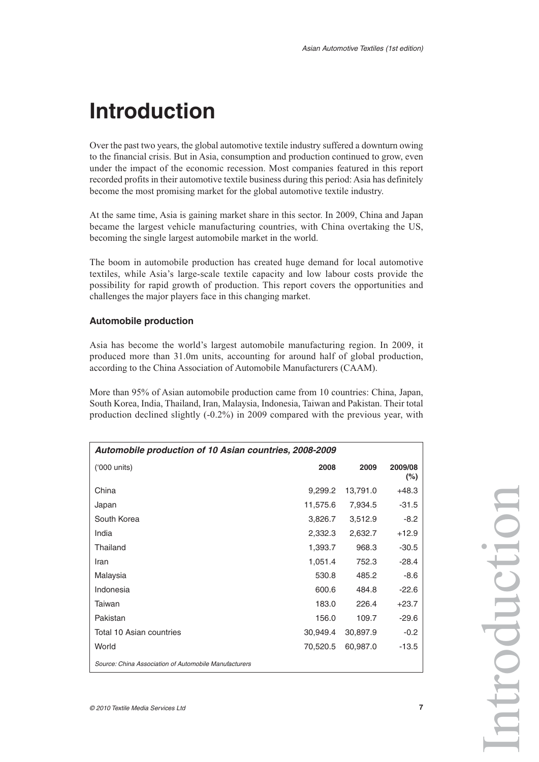# Introduction

Over the past two years, the global automotive textile industry suffered a downturn owing to the financial crisis. But in Asia, consumption and production continued to grow, even under the impact of the economic recession. Most companies featured in this report recorded profits in their automotive textile business during this period: Asia has definitely become the most promising market for the global automotive textile industry.

At the same time, Asia is gaining market share in this sector. In 2009, China and Japan became the largest vehicle manufacturing countries, with China overtaking the US, becoming the single largest automobile market in the world.

The boom in automobile production has created huge demand for local automotive textiles, while Asia's large-scale textile capacity and low labour costs provide the possibility for rapid growth of production. This report covers the opportunities and challenges the major players face in this changing market.

### Automobile production

Asia has become the world's largest automobile manufacturing region. In 2009, it produced more than 31.0m units, accounting for around half of global production, according to the China Association of Automobile Manufacturers (CAAM).

More than 95% of Asian automobile production came from 10 countries: China, Japan, South Korea, India, Thailand, Iran, Malaysia, Indonesia, Taiwan and Pakistan. Their total production declined slightly (-0.2%) in 2009 compared with the previous year, with

***Automobile production of 10 Asian countries, 2008-2009***

| ('000 units) | 2008 | 2009 | 2009/08 (%) |
|---|---|---|---|
| China | 9,299.2 | 13,791.0 | +48.3 |
| Japan | 11,575.6 | 7,934.5 | -31.5 |
| South Korea | 3,826.7 | 3,512.9 | -8.2 |
| India | 2,332.3 | 2,632.7 | +12.9 |
| Thailand | 1,393.7 | 968.3 | -30.5 |
| Iran | 1,051.4 | 752.3 | -28.4 |
| Malaysia | 530.8 | 485.2 | -8.6 |
| Indonesia | 600.6 | 484.8 | -22.6 |
| Taiwan | 183.0 | 226.4 | +23.7 |
| Pakistan | 156.0 | 109.7 | -29.6 |
| Total 10 Asian countries | 30,949.4 | 30,897.9 | -0.2 |
| World | 70,520.5 | 60,987.0 | -13.5 |

*Source: China Association of Automobile Manufacturers*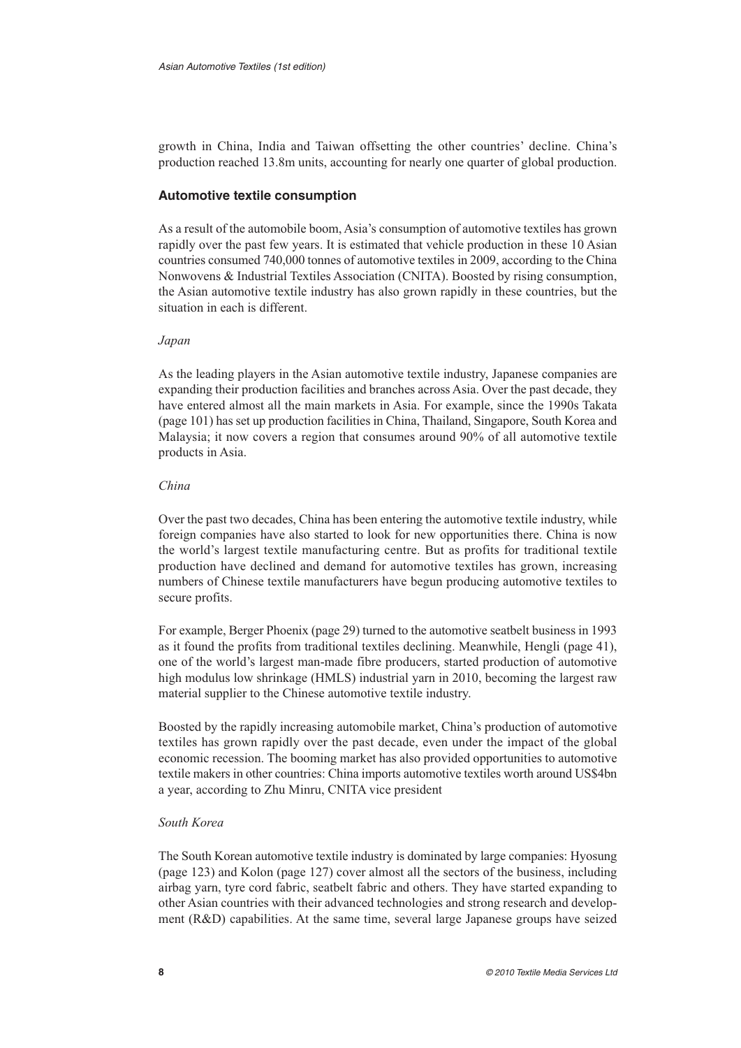growth in China, India and Taiwan offsetting the other countries' decline. China's production reached 13.8m units, accounting for nearly one quarter of global production.

### Automotive textile consumption

As a result of the automobile boom, Asia's consumption of automotive textiles has grown rapidly over the past few years. It is estimated that vehicle production in these 10 Asian countries consumed 740,000 tonnes of automotive textiles in 2009, according to the China Nonwovens & Industrial Textiles Association (CNITA). Boosted by rising consumption, the Asian automotive textile industry has also grown rapidly in these countries, but the situation in each is different.

*Japan*

As the leading players in the Asian automotive textile industry, Japanese companies are expanding their production facilities and branches across Asia. Over the past decade, they have entered almost all the main markets in Asia. For example, since the 1990s Takata (page 101) has set up production facilities in China, Thailand, Singapore, South Korea and Malaysia; it now covers a region that consumes around 90% of all automotive textile products in Asia.

*China*

Over the past two decades, China has been entering the automotive textile industry, while foreign companies have also started to look for new opportunities there. China is now the world's largest textile manufacturing centre. But as profits for traditional textile production have declined and demand for automotive textiles has grown, increasing numbers of Chinese textile manufacturers have begun producing automotive textiles to secure profits.

For example, Berger Phoenix (page 29) turned to the automotive seatbelt business in 1993 as it found the profits from traditional textiles declining. Meanwhile, Hengli (page 41), one of the world's largest man-made fibre producers, started production of automotive high modulus low shrinkage (HMLS) industrial yarn in 2010, becoming the largest raw material supplier to the Chinese automotive textile industry.

Boosted by the rapidly increasing automobile market, China's production of automotive textiles has grown rapidly over the past decade, even under the impact of the global economic recession. The booming market has also provided opportunities to automotive textile makers in other countries: China imports automotive textiles worth around US$4bn a year, according to Zhu Minru, CNITA vice president

*South Korea*

The South Korean automotive textile industry is dominated by large companies: Hyosung (page 123) and Kolon (page 127) cover almost all the sectors of the business, including airbag yarn, tyre cord fabric, seatbelt fabric and others. They have started expanding to other Asian countries with their advanced technologies and strong research and development (R&D) capabilities. At the same time, several large Japanese groups have seized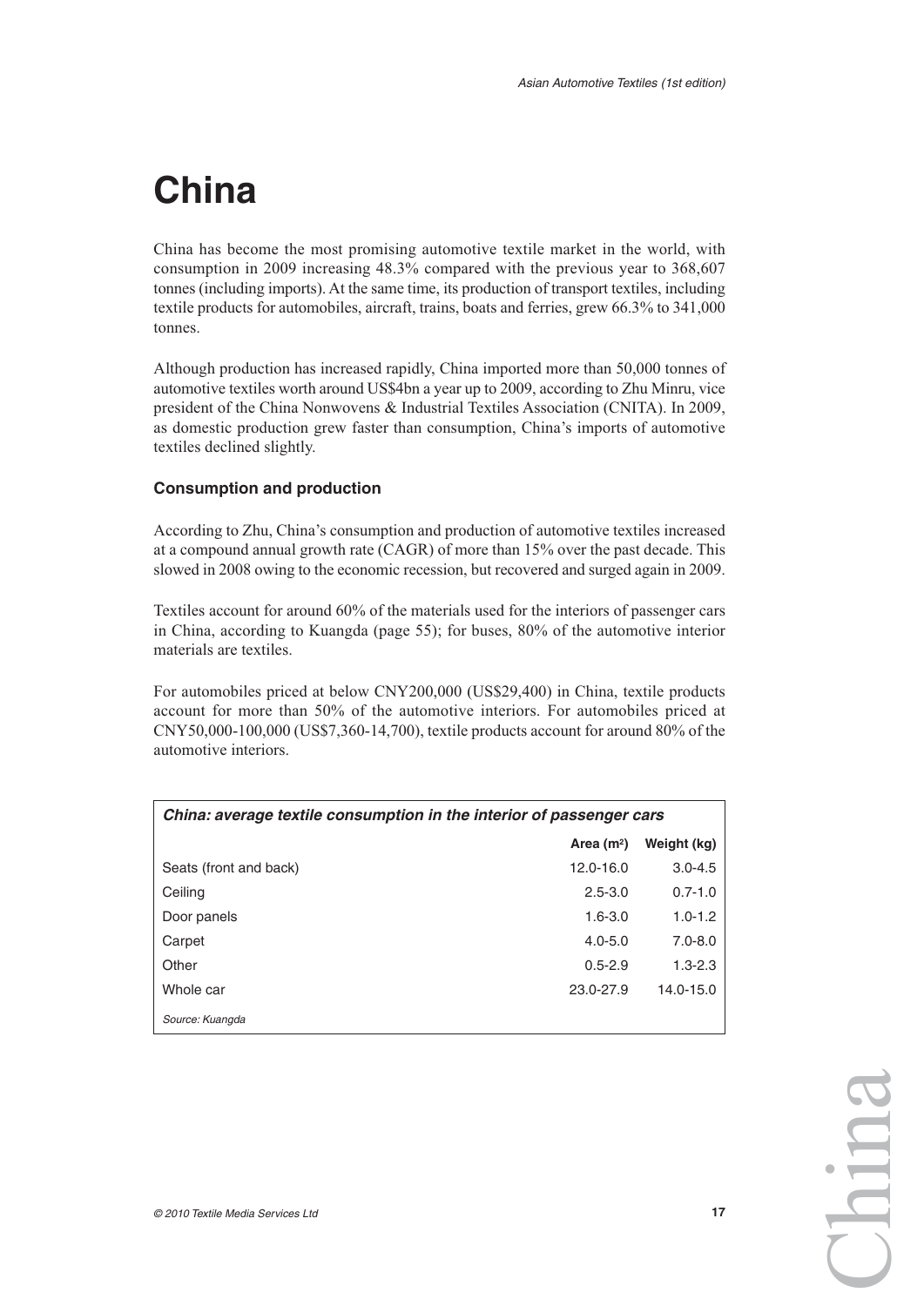# China

China has become the most promising automotive textile market in the world, with consumption in 2009 increasing 48.3% compared with the previous year to 368,607 tonnes (including imports). At the same time, its production of transport textiles, including textile products for automobiles, aircraft, trains, boats and ferries, grew 66.3% to 341,000 tonnes.

Although production has increased rapidly, China imported more than 50,000 tonnes of automotive textiles worth around US$4bn a year up to 2009, according to Zhu Minru, vice president of the China Nonwovens & Industrial Textiles Association (CNITA). In 2009, as domestic production grew faster than consumption, China's imports of automotive textiles declined slightly.

### Consumption and production

According to Zhu, China's consumption and production of automotive textiles increased at a compound annual growth rate (CAGR) of more than 15% over the past decade. This slowed in 2008 owing to the economic recession, but recovered and surged again in 2009.

Textiles account for around 60% of the materials used for the interiors of passenger cars in China, according to Kuangda (page 55); for buses, 80% of the automotive interior materials are textiles.

For automobiles priced at below CNY200,000 (US$29,400) in China, textile products account for more than 50% of the automotive interiors. For automobiles priced at CNY50,000-100,000 (US$7,360-14,700), textile products account for around 80% of the automotive interiors.

***China: average textile consumption in the interior of passenger cars***

| | Area (m²) | Weight (kg) |
|---|---|---|
| Seats (front and back) | 12.0-16.0 | 3.0-4.5 |
| Ceiling | 2.5-3.0 | 0.7-1.0 |
| Door panels | 1.6-3.0 | 1.0-1.2 |
| Carpet | 4.0-5.0 | 7.0-8.0 |
| Other | 0.5-2.9 | 1.3-2.3 |
| Whole car | 23.0-27.9 | 14.0-15.0 |

*Source: Kuangda*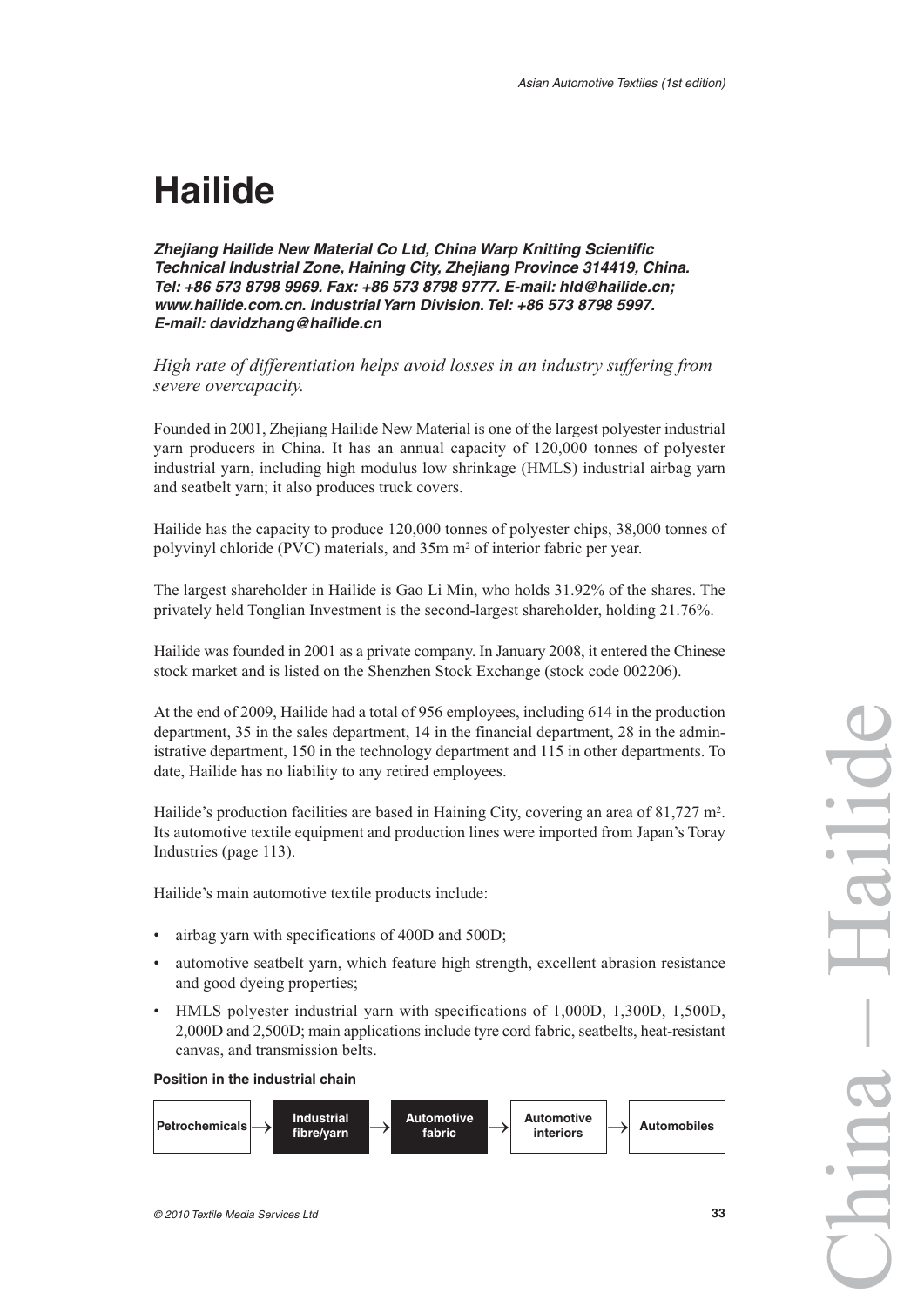# Hailide

***Zhejiang Hailide New Material Co Ltd, China Warp Knitting Scientific Technical Industrial Zone, Haining City, Zhejiang Province 314419, China. Tel: +86 573 8798 9969. Fax: +86 573 8798 9777. E-mail: hld@hailide.cn; www.hailide.com.cn. Industrial Yarn Division. Tel: +86 573 8798 5997. E-mail: davidzhang@hailide.cn***

*High rate of differentiation helps avoid losses in an industry suffering from severe overcapacity.*

Founded in 2001, Zhejiang Hailide New Material is one of the largest polyester industrial yarn producers in China. It has an annual capacity of 120,000 tonnes of polyester industrial yarn, including high modulus low shrinkage (HMLS) industrial airbag yarn and seatbelt yarn; it also produces truck covers.

Hailide has the capacity to produce 120,000 tonnes of polyester chips, 38,000 tonnes of polyvinyl chloride (PVC) materials, and 35m $m^2$ of interior fabric per year.

The largest shareholder in Hailide is Gao Li Min, who holds 31.92% of the shares. The privately held Tonglian Investment is the second-largest shareholder, holding 21.76%.

Hailide was founded in 2001 as a private company. In January 2008, it entered the Chinese stock market and is listed on the Shenzhen Stock Exchange (stock code 002206).

At the end of 2009, Hailide had a total of 956 employees, including 614 in the production department, 35 in the sales department, 14 in the financial department, 28 in the administrative department, 150 in the technology department and 115 in other departments. To date, Hailide has no liability to any retired employees.

Hailide's production facilities are based in Haining City, covering an area of 81,727 $m^2$. Its automotive textile equipment and production lines were imported from Japan's Toray Industries (page 113).

Hailide's main automotive textile products include:

- airbag yarn with specifications of 400D and 500D;
- automotive seatbelt yarn, which feature high strength, excellent abrasion resistance and good dyeing properties;
- HMLS polyester industrial yarn with specifications of 1,000D, 1,300D, 1,500D, 2,000D and 2,500D; main applications include tyre cord fabric, seatbelts, heat-resistant canvas, and transmission belts.

**Position in the industrial chain**

Petrochemicals → **Industrial fibre/yarn** → **Automotive fabric** → Automotive interiors → Automobiles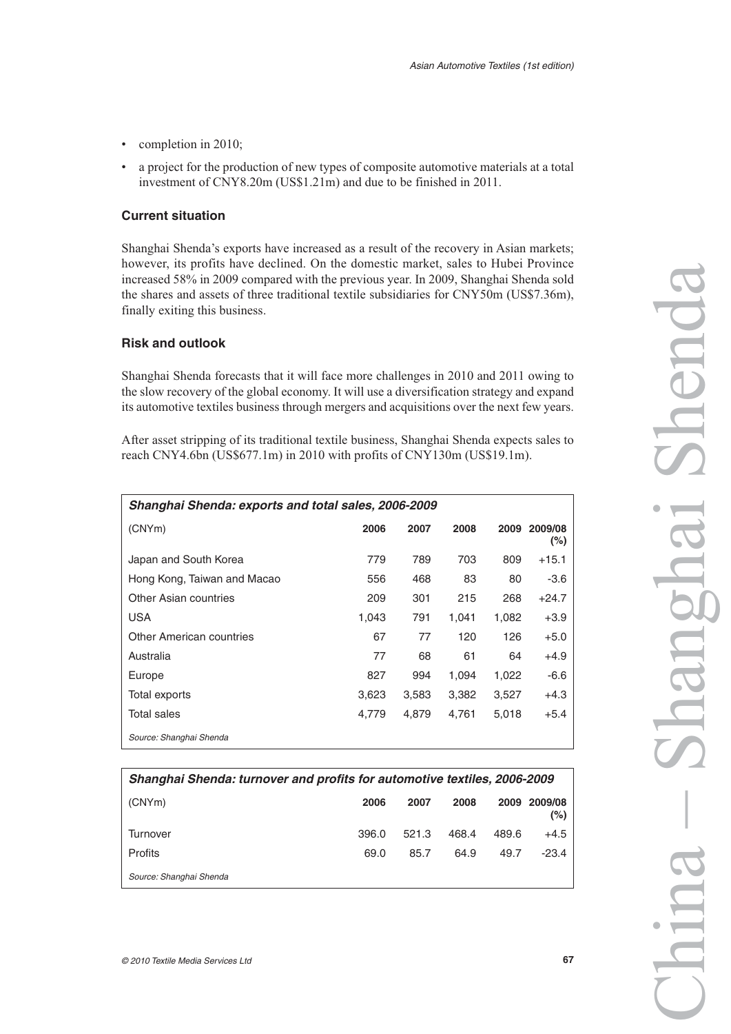- completion in 2010;
- a project for the production of new types of composite automotive materials at a total investment of CNY8.20m (US$1.21m) and due to be finished in 2011.

### Current situation

Shanghai Shenda's exports have increased as a result of the recovery in Asian markets; however, its profits have declined. On the domestic market, sales to Hubei Province increased 58% in 2009 compared with the previous year. In 2009, Shanghai Shenda sold the shares and assets of three traditional textile subsidiaries for CNY50m (US$7.36m), finally exiting this business.

### Risk and outlook

Shanghai Shenda forecasts that it will face more challenges in 2010 and 2011 owing to the slow recovery of the global economy. It will use a diversification strategy and expand its automotive textiles business through mergers and acquisitions over the next few years.

After asset stripping of its traditional textile business, Shanghai Shenda expects sales to reach CNY4.6bn (US$677.1m) in 2010 with profits of CNY130m (US$19.1m).

***Shanghai Shenda: exports and total sales, 2006-2009***

| (CNYm) | 2006 | 2007 | 2008 | 2009 | 2009/08 (%) |
|---|---|---|---|---|---|
| Japan and South Korea | 779 | 789 | 703 | 809 | +15.1 |
| Hong Kong, Taiwan and Macao | 556 | 468 | 83 | 80 | -3.6 |
| Other Asian countries | 209 | 301 | 215 | 268 | +24.7 |
| USA | 1,043 | 791 | 1,041 | 1,082 | +3.9 |
| Other American countries | 67 | 77 | 120 | 126 | +5.0 |
| Australia | 77 | 68 | 61 | 64 | +4.9 |
| Europe | 827 | 994 | 1,094 | 1,022 | -6.6 |
| Total exports | 3,623 | 3,583 | 3,382 | 3,527 | +4.3 |
| Total sales | 4,779 | 4,879 | 4,761 | 5,018 | +5.4 |

*Source: Shanghai Shenda*

***Shanghai Shenda: turnover and profits for automotive textiles, 2006-2009***

| (CNYm) | 2006 | 2007 | 2008 | 2009 | 2009/08 (%) |
|---|---|---|---|---|---|
| Turnover | 396.0 | 521.3 | 468.4 | 489.6 | +4.5 |
| Profits | 69.0 | 85.7 | 64.9 | 49.7 | -23.4 |

*Source: Shanghai Shenda*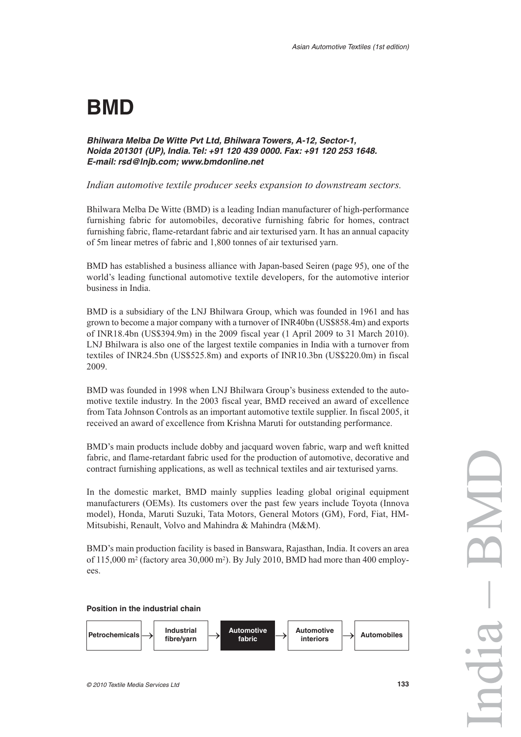# BMD

***Bhilwara Melba De Witte Pvt Ltd, Bhilwara Towers, A-12, Sector-1, Noida 201301 (UP), India. Tel: +91 120 439 0000. Fax: +91 120 253 1648. E-mail: rsd@lnjb.com; www.bmdonline.net***

*Indian automotive textile producer seeks expansion to downstream sectors.*

Bhilwara Melba De Witte (BMD) is a leading Indian manufacturer of high-performance furnishing fabric for automobiles, decorative furnishing fabric for homes, contract furnishing fabric, flame-retardant fabric and air texturised yarn. It has an annual capacity of 5m linear metres of fabric and 1,800 tonnes of air texturised yarn.

BMD has established a business alliance with Japan-based Seiren (page 95), one of the world's leading functional automotive textile developers, for the automotive interior business in India.

BMD is a subsidiary of the LNJ Bhilwara Group, which was founded in 1961 and has grown to become a major company with a turnover of INR40bn (US$858.4m) and exports of INR18.4bn (US$394.9m) in the 2009 fiscal year (1 April 2009 to 31 March 2010). LNJ Bhilwara is also one of the largest textile companies in India with a turnover from textiles of INR24.5bn (US$525.8m) and exports of INR10.3bn (US$220.0m) in fiscal 2009.

BMD was founded in 1998 when LNJ Bhilwara Group's business extended to the automotive textile industry. In the 2003 fiscal year, BMD received an award of excellence from Tata Johnson Controls as an important automotive textile supplier. In fiscal 2005, it received an award of excellence from Krishna Maruti for outstanding performance.

BMD's main products include dobby and jacquard woven fabric, warp and weft knitted fabric, and flame-retardant fabric used for the production of automotive, decorative and contract furnishing applications, as well as technical textiles and air texturised yarns.

In the domestic market, BMD mainly supplies leading global original equipment manufacturers (OEMs). Its customers over the past few years include Toyota (Innova model), Honda, Maruti Suzuki, Tata Motors, General Motors (GM), Ford, Fiat, HM-Mitsubishi, Renault, Volvo and Mahindra & Mahindra (M&M).

BMD's main production facility is based in Banswara, Rajasthan, India. It covers an area of 115,000 m$^2$ (factory area 30,000 m$^2$). By July 2010, BMD had more than 400 employees.

**Position in the industrial chain**

Petrochemicals → Industrial fibre/yarn → **Automotive fabric** → Automotive interiors → Automobiles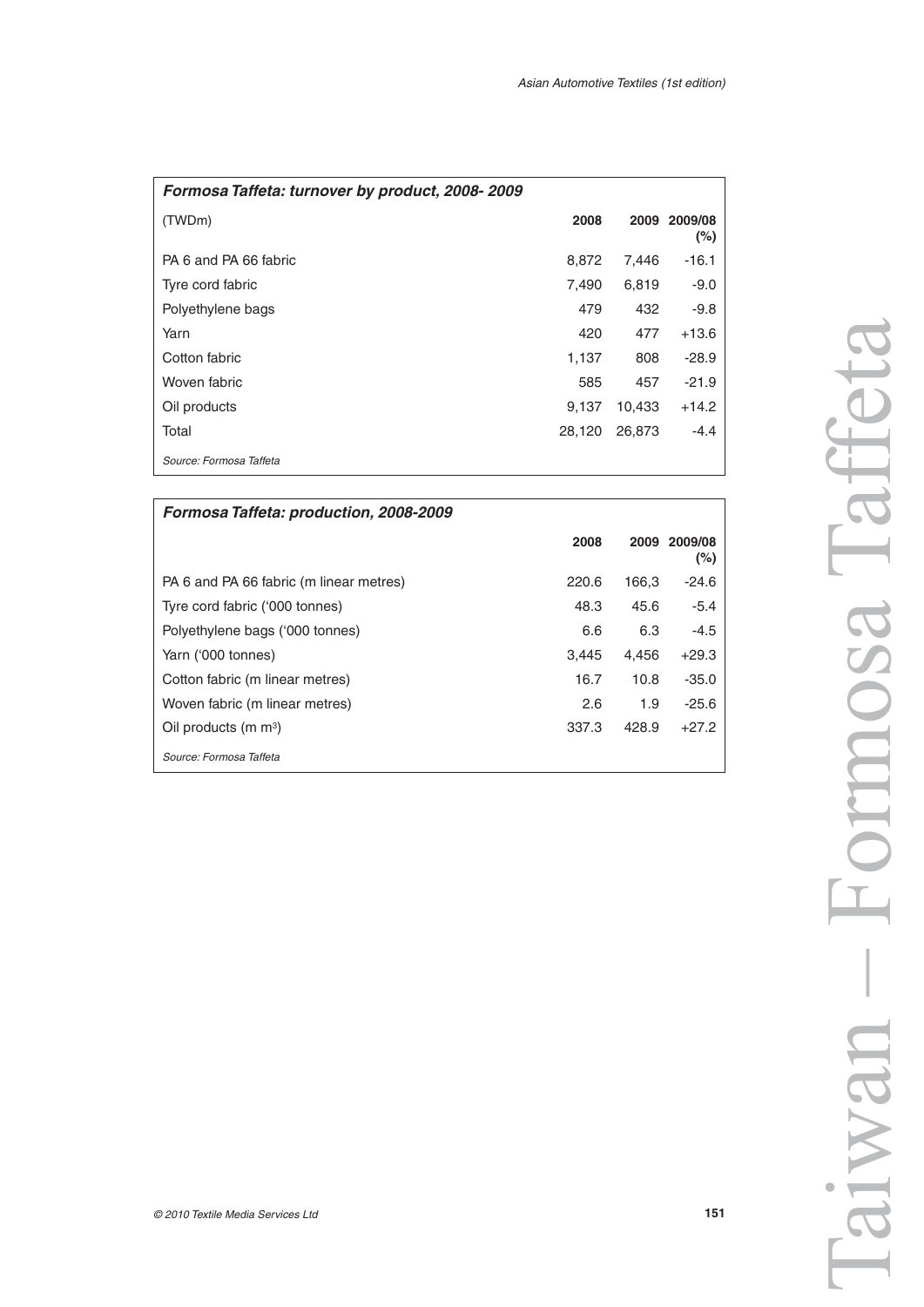**Formosa Taffeta: turnover by product, 2008- 2009**

| (TWDm) | 2008 | 2009 | 2009/08 (%) |
|---|---|---|---|
| PA 6 and PA 66 fabric | 8,872 | 7,446 | -16.1 |
| Tyre cord fabric | 7,490 | 6,819 | -9.0 |
| Polyethylene bags | 479 | 432 | -9.8 |
| Yarn | 420 | 477 | +13.6 |
| Cotton fabric | 1,137 | 808 | -28.9 |
| Woven fabric | 585 | 457 | -21.9 |
| Oil products | 9,137 | 10,433 | +14.2 |
| Total | 28,120 | 26,873 | -4.4 |

*Source: Formosa Taffeta*

**Formosa Taffeta: production, 2008-2009**

| | 2008 | 2009 | 2009/08 (%) |
|---|---|---|---|
| PA 6 and PA 66 fabric (m linear metres) | 220.6 | 166,3 | -24.6 |
| Tyre cord fabric ('000 tonnes) | 48.3 | 45.6 | -5.4 |
| Polyethylene bags ('000 tonnes) | 6.6 | 6.3 | -4.5 |
| Yarn ('000 tonnes) | 3,445 | 4,456 | +29.3 |
| Cotton fabric (m linear metres) | 16.7 | 10.8 | -35.0 |
| Woven fabric (m linear metres) | 2.6 | 1.9 | -25.6 |
| Oil products (m $m^3$) | 337.3 | 428.9 | +27.2 |

*Source: Formosa Taffeta*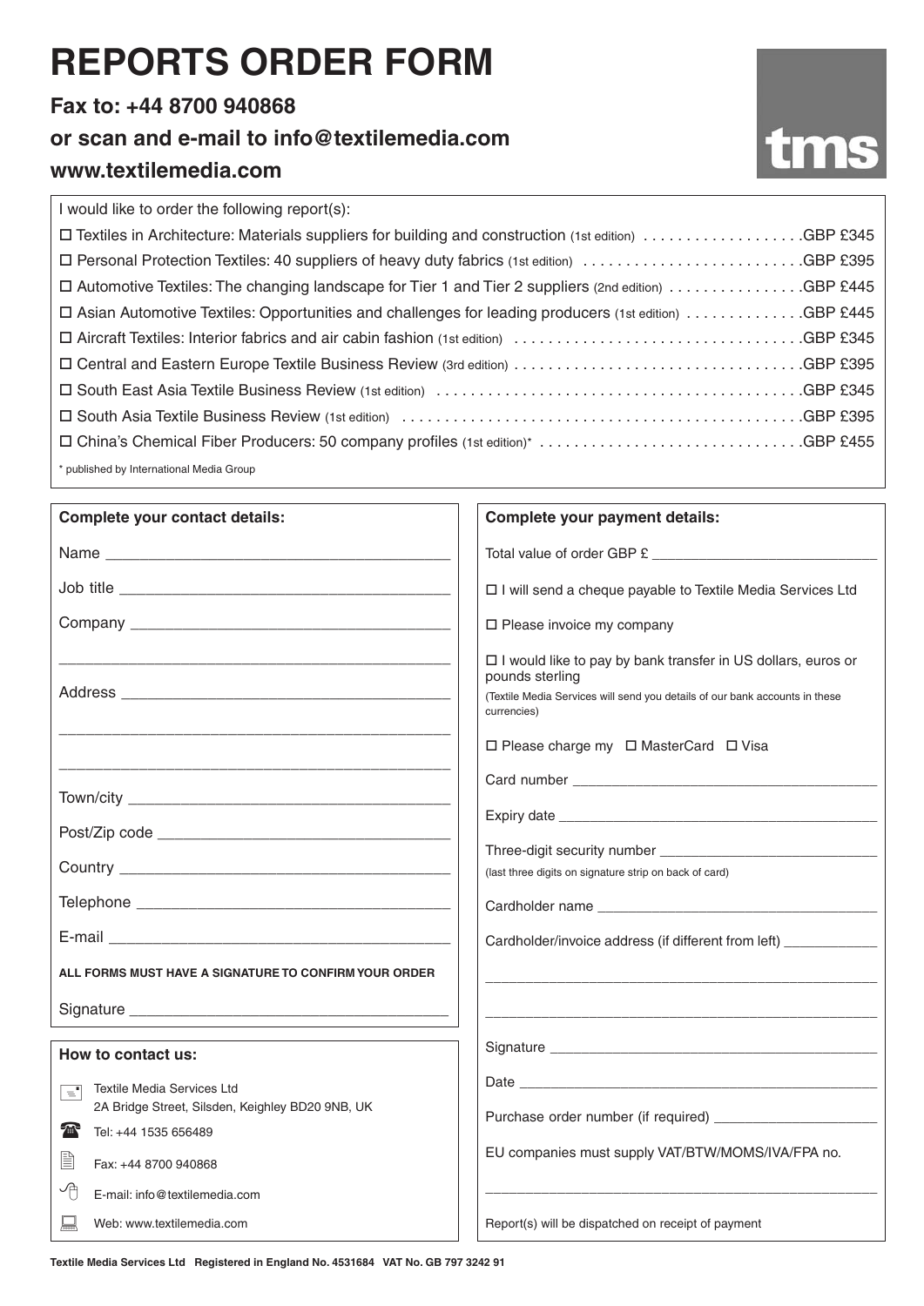# REPORTS ORDER FORM

**Fax to: +44 8700 940868**

**or scan and e-mail to info@textilemedia.com**

**www.textilemedia.com**

tms

I would like to order the following report(s):

- ☐ Textiles in Architecture: Materials suppliers for building and construction (1st edition) .................. GBP £345
- ☐ Personal Protection Textiles: 40 suppliers of heavy duty fabrics (1st edition) .................. GBP £395
- ☐ Automotive Textiles: The changing landscape for Tier 1 and Tier 2 suppliers (2nd edition) .................. GBP £445
- ☐ Asian Automotive Textiles: Opportunities and challenges for leading producers (1st edition) .................. GBP £445
- ☐ Aircraft Textiles: Interior fabrics and air cabin fashion (1st edition) .................. GBP £345
- ☐ Central and Eastern Europe Textile Business Review (3rd edition) .................. GBP £395
- ☐ South East Asia Textile Business Review (1st edition) .................. GBP £345
- ☐ South Asia Textile Business Review (1st edition) .................. GBP £395
- ☐ China's Chemical Fiber Producers: 50 company profiles (1st edition)* .................. GBP £455

\* published by International Media Group

**Complete your contact details:**

Name ______________________________

Job title ______________________________

Company ______________________________

______________________________

Address ______________________________

______________________________

______________________________

Town/city ______________________________

Post/Zip code ______________________________

Country ______________________________

Telephone ______________________________

E-mail ______________________________

**ALL FORMS MUST HAVE A SIGNATURE TO CONFIRM YOUR ORDER**

Signature ______________________________

**How to contact us:**

Textile Media Services Ltd
2A Bridge Street, Silsden, Keighley BD20 9NB, UK

Tel: +44 1535 656489

Fax: +44 8700 940868

E-mail: info@textilemedia.com

Web: www.textilemedia.com

**Complete your payment details:**

Total value of order GBP £ ______________________________

☐ I will send a cheque payable to Textile Media Services Ltd

☐ Please invoice my company

☐ I would like to pay by bank transfer in US dollars, euros or pounds sterling
(Textile Media Services will send you details of our bank accounts in these currencies)

☐ Please charge my ☐ MasterCard ☐ Visa

Card number ______________________________

Expiry date ______________________________

Three-digit security number ______________________________
(last three digits on signature strip on back of card)

Cardholder name ______________________________

Cardholder/invoice address (if different from left) ____________

______________________________

______________________________

Signature ______________________________

Date ______________________________

Purchase order number (if required) ______________________________

EU companies must supply VAT/BTW/MOMS/IVA/FPA no.

______________________________

Report(s) will be dispatched on receipt of payment

**Textile Media Services Ltd Registered in England No. 4531684 VAT No. GB 797 3242 91**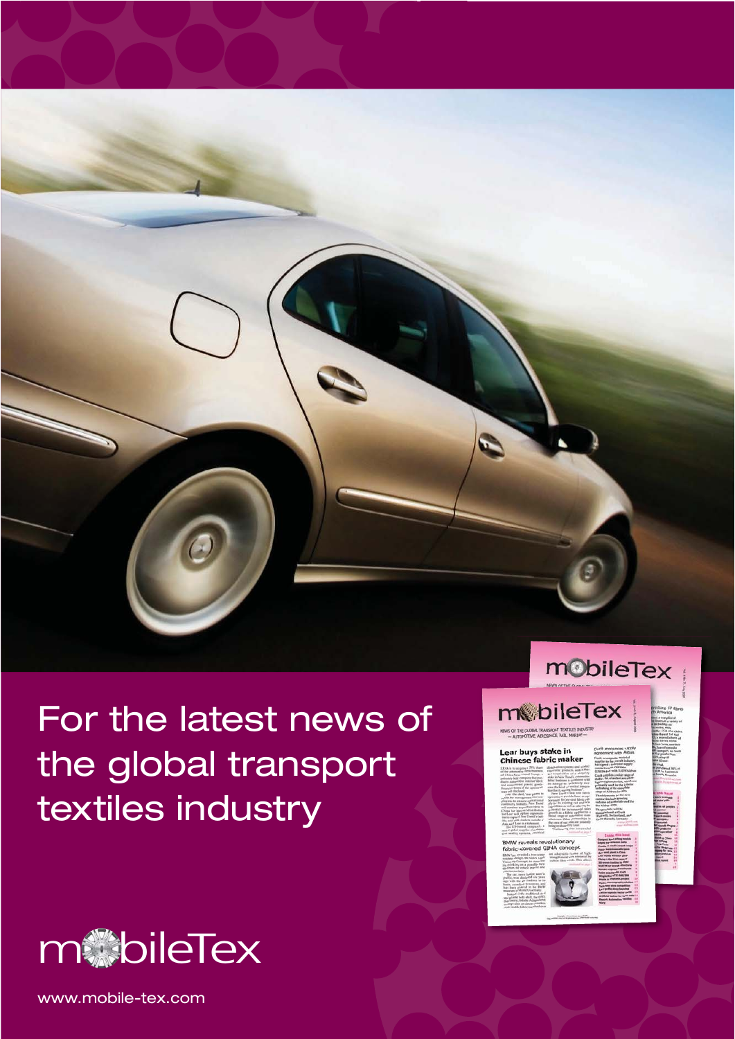For the latest news of the global transport textiles industry

mobileTex

www.mobile-tex.com